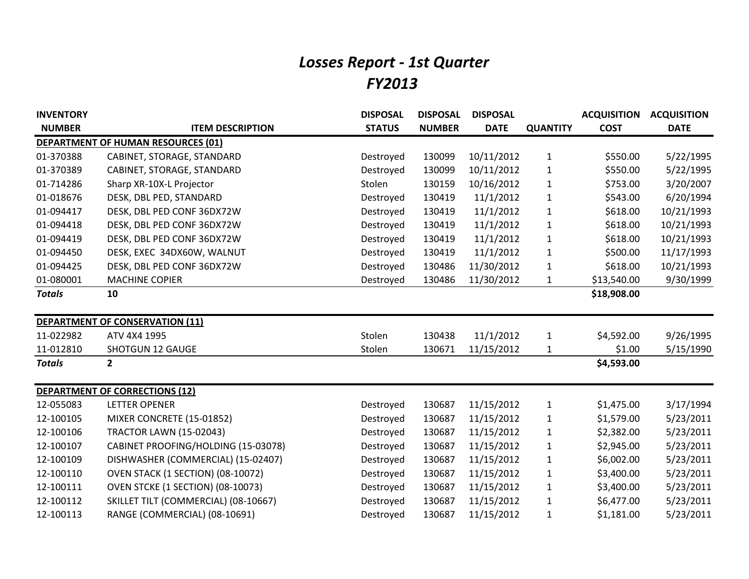# *Losses Report - 1st Quarter*
# *FY2013*

| INVENTORY NUMBER | ITEM DESCRIPTION | DISPOSAL STATUS | DISPOSAL NUMBER | DISPOSAL DATE | QUANTITY | ACQUISITION COST | ACQUISITION DATE |
|---|---|---|---|---|---|---|---|
| **DEPARTMENT OF HUMAN RESOURCES (01)** | | | | | | | |
| 01-370388 | CABINET, STORAGE, STANDARD | Destroyed | 130099 | 10/11/2012 | 1 | $550.00 | 5/22/1995 |
| 01-370389 | CABINET, STORAGE, STANDARD | Destroyed | 130099 | 10/11/2012 | 1 | $550.00 | 5/22/1995 |
| 01-714286 | Sharp XR-10X-L Projector | Stolen | 130159 | 10/16/2012 | 1 | $753.00 | 3/20/2007 |
| 01-018676 | DESK, DBL PED, STANDARD | Destroyed | 130419 | 11/1/2012 | 1 | $543.00 | 6/20/1994 |
| 01-094417 | DESK, DBL PED CONF 36DX72W | Destroyed | 130419 | 11/1/2012 | 1 | $618.00 | 10/21/1993 |
| 01-094418 | DESK, DBL PED CONF 36DX72W | Destroyed | 130419 | 11/1/2012 | 1 | $618.00 | 10/21/1993 |
| 01-094419 | DESK, DBL PED CONF 36DX72W | Destroyed | 130419 | 11/1/2012 | 1 | $618.00 | 10/21/1993 |
| 01-094450 | DESK, EXEC 34DX60W, WALNUT | Destroyed | 130419 | 11/1/2012 | 1 | $500.00 | 11/17/1993 |
| 01-094425 | DESK, DBL PED CONF 36DX72W | Destroyed | 130486 | 11/30/2012 | 1 | $618.00 | 10/21/1993 |
| 01-080001 | MACHINE COPIER | Destroyed | 130486 | 11/30/2012 | 1 | $13,540.00 | 9/30/1999 |
| ***Totals*** | **10** | | | | | **$18,908.00** | |
| **DEPARTMENT OF CONSERVATION (11)** | | | | | | | |
| 11-022982 | ATV 4X4 1995 | Stolen | 130438 | 11/1/2012 | 1 | $4,592.00 | 9/26/1995 |
| 11-012810 | SHOTGUN 12 GAUGE | Stolen | 130671 | 11/15/2012 | 1 | $1.00 | 5/15/1990 |
| ***Totals*** | **2** | | | | | **$4,593.00** | |
| **DEPARTMENT OF CORRECTIONS (12)** | | | | | | | |
| 12-055083 | LETTER OPENER | Destroyed | 130687 | 11/15/2012 | 1 | $1,475.00 | 3/17/1994 |
| 12-100105 | MIXER CONCRETE (15-01852) | Destroyed | 130687 | 11/15/2012 | 1 | $1,579.00 | 5/23/2011 |
| 12-100106 | TRACTOR LAWN (15-02043) | Destroyed | 130687 | 11/15/2012 | 1 | $2,382.00 | 5/23/2011 |
| 12-100107 | CABINET PROOFING/HOLDING (15-03078) | Destroyed | 130687 | 11/15/2012 | 1 | $2,945.00 | 5/23/2011 |
| 12-100109 | DISHWASHER (COMMERCIAL) (15-02407) | Destroyed | 130687 | 11/15/2012 | 1 | $6,002.00 | 5/23/2011 |
| 12-100110 | OVEN STACK (1 SECTION) (08-10072) | Destroyed | 130687 | 11/15/2012 | 1 | $3,400.00 | 5/23/2011 |
| 12-100111 | OVEN STCKE (1 SECTION) (08-10073) | Destroyed | 130687 | 11/15/2012 | 1 | $3,400.00 | 5/23/2011 |
| 12-100112 | SKILLET TILT (COMMERCIAL) (08-10667) | Destroyed | 130687 | 11/15/2012 | 1 | $6,477.00 | 5/23/2011 |
| 12-100113 | RANGE (COMMERCIAL) (08-10691) | Destroyed | 130687 | 11/15/2012 | 1 | $1,181.00 | 5/23/2011 |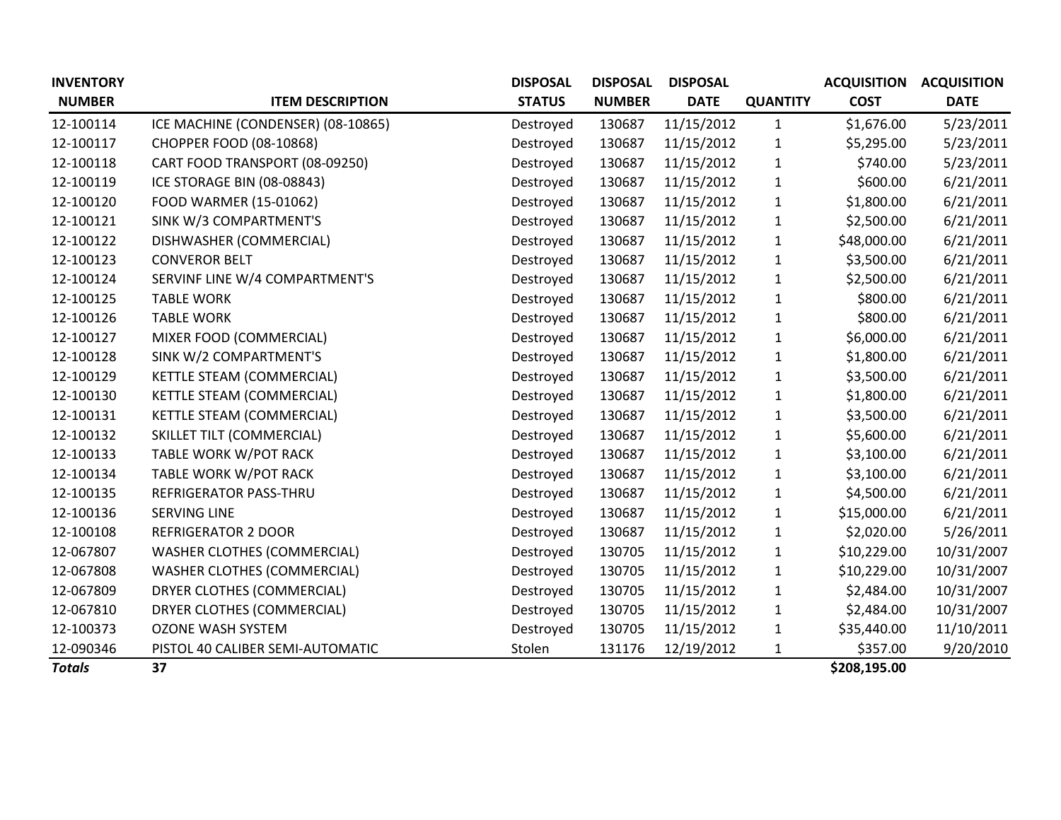| INVENTORY NUMBER | ITEM DESCRIPTION | DISPOSAL STATUS | DISPOSAL NUMBER | DISPOSAL DATE | QUANTITY | ACQUISITION COST | ACQUISITION DATE |
|---|---|---|---|---|---|---|---|
| 12-100114 | ICE MACHINE (CONDENSER) (08-10865) | Destroyed | 130687 | 11/15/2012 | 1 | $1,676.00 | 5/23/2011 |
| 12-100117 | CHOPPER FOOD (08-10868) | Destroyed | 130687 | 11/15/2012 | 1 | $5,295.00 | 5/23/2011 |
| 12-100118 | CART FOOD TRANSPORT (08-09250) | Destroyed | 130687 | 11/15/2012 | 1 | $740.00 | 5/23/2011 |
| 12-100119 | ICE STORAGE BIN (08-08843) | Destroyed | 130687 | 11/15/2012 | 1 | $600.00 | 6/21/2011 |
| 12-100120 | FOOD WARMER (15-01062) | Destroyed | 130687 | 11/15/2012 | 1 | $1,800.00 | 6/21/2011 |
| 12-100121 | SINK W/3 COMPARTMENT'S | Destroyed | 130687 | 11/15/2012 | 1 | $2,500.00 | 6/21/2011 |
| 12-100122 | DISHWASHER (COMMERCIAL) | Destroyed | 130687 | 11/15/2012 | 1 | $48,000.00 | 6/21/2011 |
| 12-100123 | CONVEROR BELT | Destroyed | 130687 | 11/15/2012 | 1 | $3,500.00 | 6/21/2011 |
| 12-100124 | SERVINF LINE W/4 COMPARTMENT'S | Destroyed | 130687 | 11/15/2012 | 1 | $2,500.00 | 6/21/2011 |
| 12-100125 | TABLE WORK | Destroyed | 130687 | 11/15/2012 | 1 | $800.00 | 6/21/2011 |
| 12-100126 | TABLE WORK | Destroyed | 130687 | 11/15/2012 | 1 | $800.00 | 6/21/2011 |
| 12-100127 | MIXER FOOD (COMMERCIAL) | Destroyed | 130687 | 11/15/2012 | 1 | $6,000.00 | 6/21/2011 |
| 12-100128 | SINK W/2 COMPARTMENT'S | Destroyed | 130687 | 11/15/2012 | 1 | $1,800.00 | 6/21/2011 |
| 12-100129 | KETTLE STEAM (COMMERCIAL) | Destroyed | 130687 | 11/15/2012 | 1 | $3,500.00 | 6/21/2011 |
| 12-100130 | KETTLE STEAM (COMMERCIAL) | Destroyed | 130687 | 11/15/2012 | 1 | $1,800.00 | 6/21/2011 |
| 12-100131 | KETTLE STEAM (COMMERCIAL) | Destroyed | 130687 | 11/15/2012 | 1 | $3,500.00 | 6/21/2011 |
| 12-100132 | SKILLET TILT (COMMERCIAL) | Destroyed | 130687 | 11/15/2012 | 1 | $5,600.00 | 6/21/2011 |
| 12-100133 | TABLE WORK W/POT RACK | Destroyed | 130687 | 11/15/2012 | 1 | $3,100.00 | 6/21/2011 |
| 12-100134 | TABLE WORK W/POT RACK | Destroyed | 130687 | 11/15/2012 | 1 | $3,100.00 | 6/21/2011 |
| 12-100135 | REFRIGERATOR PASS-THRU | Destroyed | 130687 | 11/15/2012 | 1 | $4,500.00 | 6/21/2011 |
| 12-100136 | SERVING LINE | Destroyed | 130687 | 11/15/2012 | 1 | $15,000.00 | 6/21/2011 |
| 12-100108 | REFRIGERATOR 2 DOOR | Destroyed | 130687 | 11/15/2012 | 1 | $2,020.00 | 5/26/2011 |
| 12-067807 | WASHER CLOTHES (COMMERCIAL) | Destroyed | 130705 | 11/15/2012 | 1 | $10,229.00 | 10/31/2007 |
| 12-067808 | WASHER CLOTHES (COMMERCIAL) | Destroyed | 130705 | 11/15/2012 | 1 | $10,229.00 | 10/31/2007 |
| 12-067809 | DRYER CLOTHES (COMMERCIAL) | Destroyed | 130705 | 11/15/2012 | 1 | $2,484.00 | 10/31/2007 |
| 12-067810 | DRYER CLOTHES (COMMERCIAL) | Destroyed | 130705 | 11/15/2012 | 1 | $2,484.00 | 10/31/2007 |
| 12-100373 | OZONE WASH SYSTEM | Destroyed | 130705 | 11/15/2012 | 1 | $35,440.00 | 11/10/2011 |
| 12-090346 | PISTOL 40 CALIBER SEMI-AUTOMATIC | Stolen | 131176 | 12/19/2012 | 1 | $357.00 | 9/20/2010 |
| ***Totals*** | **37** | | | | | **$208,195.00** | |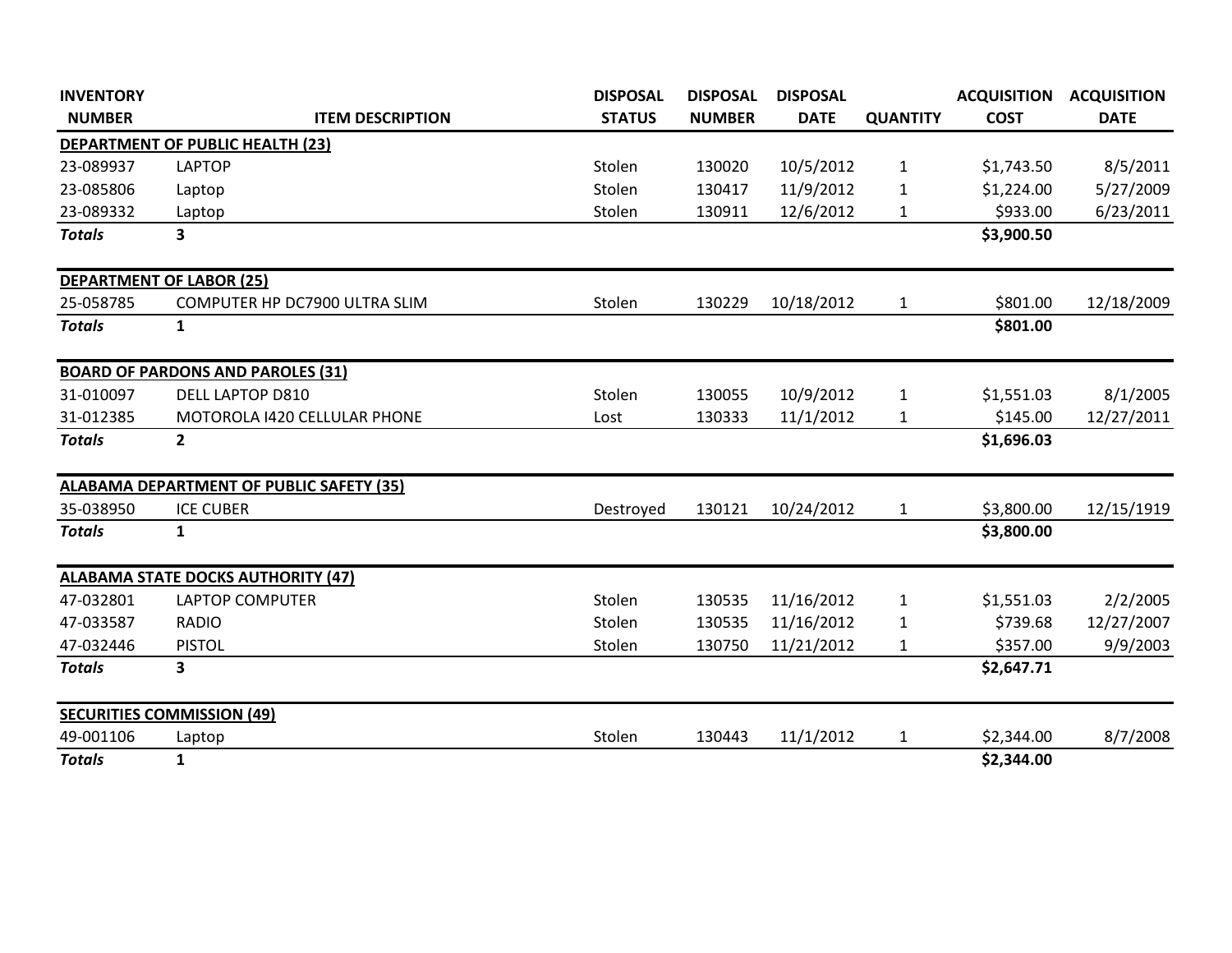| INVENTORY NUMBER | ITEM DESCRIPTION | DISPOSAL STATUS | DISPOSAL NUMBER | DISPOSAL DATE | QUANTITY | ACQUISITION COST | ACQUISITION DATE |
|---|---|---|---|---|---|---|---|
| **DEPARTMENT OF PUBLIC HEALTH (23)** | | | | | | | |
| 23-089937 | LAPTOP | Stolen | 130020 | 10/5/2012 | 1 | $1,743.50 | 8/5/2011 |
| 23-085806 | Laptop | Stolen | 130417 | 11/9/2012 | 1 | $1,224.00 | 5/27/2009 |
| 23-089332 | Laptop | Stolen | 130911 | 12/6/2012 | 1 | $933.00 | 6/23/2011 |
| ***Totals*** | **3** | | | | | **$3,900.50** | |
| **DEPARTMENT OF LABOR (25)** | | | | | | | |
| 25-058785 | COMPUTER HP DC7900 ULTRA SLIM | Stolen | 130229 | 10/18/2012 | 1 | $801.00 | 12/18/2009 |
| ***Totals*** | **1** | | | | | **$801.00** | |
| **BOARD OF PARDONS AND PAROLES (31)** | | | | | | | |
| 31-010097 | DELL LAPTOP D810 | Stolen | 130055 | 10/9/2012 | 1 | $1,551.03 | 8/1/2005 |
| 31-012385 | MOTOROLA I420 CELLULAR PHONE | Lost | 130333 | 11/1/2012 | 1 | $145.00 | 12/27/2011 |
| ***Totals*** | **2** | | | | | **$1,696.03** | |
| **ALABAMA DEPARTMENT OF PUBLIC SAFETY (35)** | | | | | | | |
| 35-038950 | ICE CUBER | Destroyed | 130121 | 10/24/2012 | 1 | $3,800.00 | 12/15/1919 |
| ***Totals*** | **1** | | | | | **$3,800.00** | |
| **ALABAMA STATE DOCKS AUTHORITY (47)** | | | | | | | |
| 47-032801 | LAPTOP COMPUTER | Stolen | 130535 | 11/16/2012 | 1 | $1,551.03 | 2/2/2005 |
| 47-033587 | RADIO | Stolen | 130535 | 11/16/2012 | 1 | $739.68 | 12/27/2007 |
| 47-032446 | PISTOL | Stolen | 130750 | 11/21/2012 | 1 | $357.00 | 9/9/2003 |
| ***Totals*** | **3** | | | | | **$2,647.71** | |
| **SECURITIES COMMISSION (49)** | | | | | | | |
| 49-001106 | Laptop | Stolen | 130443 | 11/1/2012 | 1 | $2,344.00 | 8/7/2008 |
| ***Totals*** | **1** | | | | | **$2,344.00** | |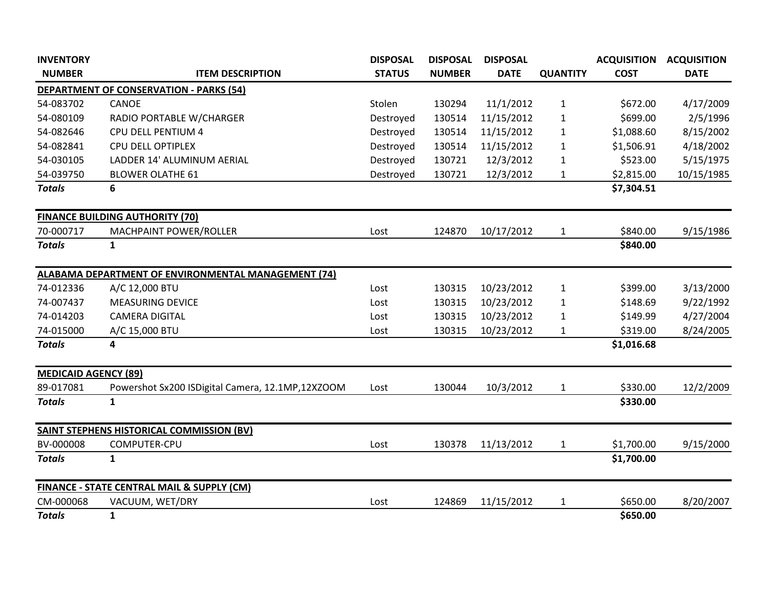| INVENTORY NUMBER | ITEM DESCRIPTION | DISPOSAL STATUS | DISPOSAL NUMBER | DISPOSAL DATE | QUANTITY | ACQUISITION COST | ACQUISITION DATE |
|---|---|---|---|---|---|---|---|
| **DEPARTMENT OF CONSERVATION - PARKS (54)** | | | | | | | |
| 54-083702 | CANOE | Stolen | 130294 | 11/1/2012 | 1 | $672.00 | 4/17/2009 |
| 54-080109 | RADIO PORTABLE W/CHARGER | Destroyed | 130514 | 11/15/2012 | 1 | $699.00 | 2/5/1996 |
| 54-082646 | CPU DELL PENTIUM 4 | Destroyed | 130514 | 11/15/2012 | 1 | $1,088.60 | 8/15/2002 |
| 54-082841 | CPU DELL OPTIPLEX | Destroyed | 130514 | 11/15/2012 | 1 | $1,506.91 | 4/18/2002 |
| 54-030105 | LADDER 14' ALUMINUM AERIAL | Destroyed | 130721 | 12/3/2012 | 1 | $523.00 | 5/15/1975 |
| 54-039750 | BLOWER OLATHE 61 | Destroyed | 130721 | 12/3/2012 | 1 | $2,815.00 | 10/15/1985 |
| ***Totals*** | **6** | | | | | **$7,304.51** | |
| **FINANCE BUILDING AUTHORITY (70)** | | | | | | | |
| 70-000717 | MACHPAINT POWER/ROLLER | Lost | 124870 | 10/17/2012 | 1 | $840.00 | 9/15/1986 |
| ***Totals*** | **1** | | | | | **$840.00** | |
| **ALABAMA DEPARTMENT OF ENVIRONMENTAL MANAGEMENT (74)** | | | | | | | |
| 74-012336 | A/C 12,000 BTU | Lost | 130315 | 10/23/2012 | 1 | $399.00 | 3/13/2000 |
| 74-007437 | MEASURING DEVICE | Lost | 130315 | 10/23/2012 | 1 | $148.69 | 9/22/1992 |
| 74-014203 | CAMERA DIGITAL | Lost | 130315 | 10/23/2012 | 1 | $149.99 | 4/27/2004 |
| 74-015000 | A/C 15,000 BTU | Lost | 130315 | 10/23/2012 | 1 | $319.00 | 8/24/2005 |
| ***Totals*** | **4** | | | | | **$1,016.68** | |
| **MEDICAID AGENCY (89)** | | | | | | | |
| 89-017081 | Powershot Sx200 ISDigital Camera, 12.1MP,12XZOOM | Lost | 130044 | 10/3/2012 | 1 | $330.00 | 12/2/2009 |
| ***Totals*** | **1** | | | | | **$330.00** | |
| **SAINT STEPHENS HISTORICAL COMMISSION (BV)** | | | | | | | |
| BV-000008 | COMPUTER-CPU | Lost | 130378 | 11/13/2012 | 1 | $1,700.00 | 9/15/2000 |
| ***Totals*** | **1** | | | | | **$1,700.00** | |
| **FINANCE - STATE CENTRAL MAIL & SUPPLY (CM)** | | | | | | | |
| CM-000068 | VACUUM, WET/DRY | Lost | 124869 | 11/15/2012 | 1 | $650.00 | 8/20/2007 |
| ***Totals*** | **1** | | | | | **$650.00** | |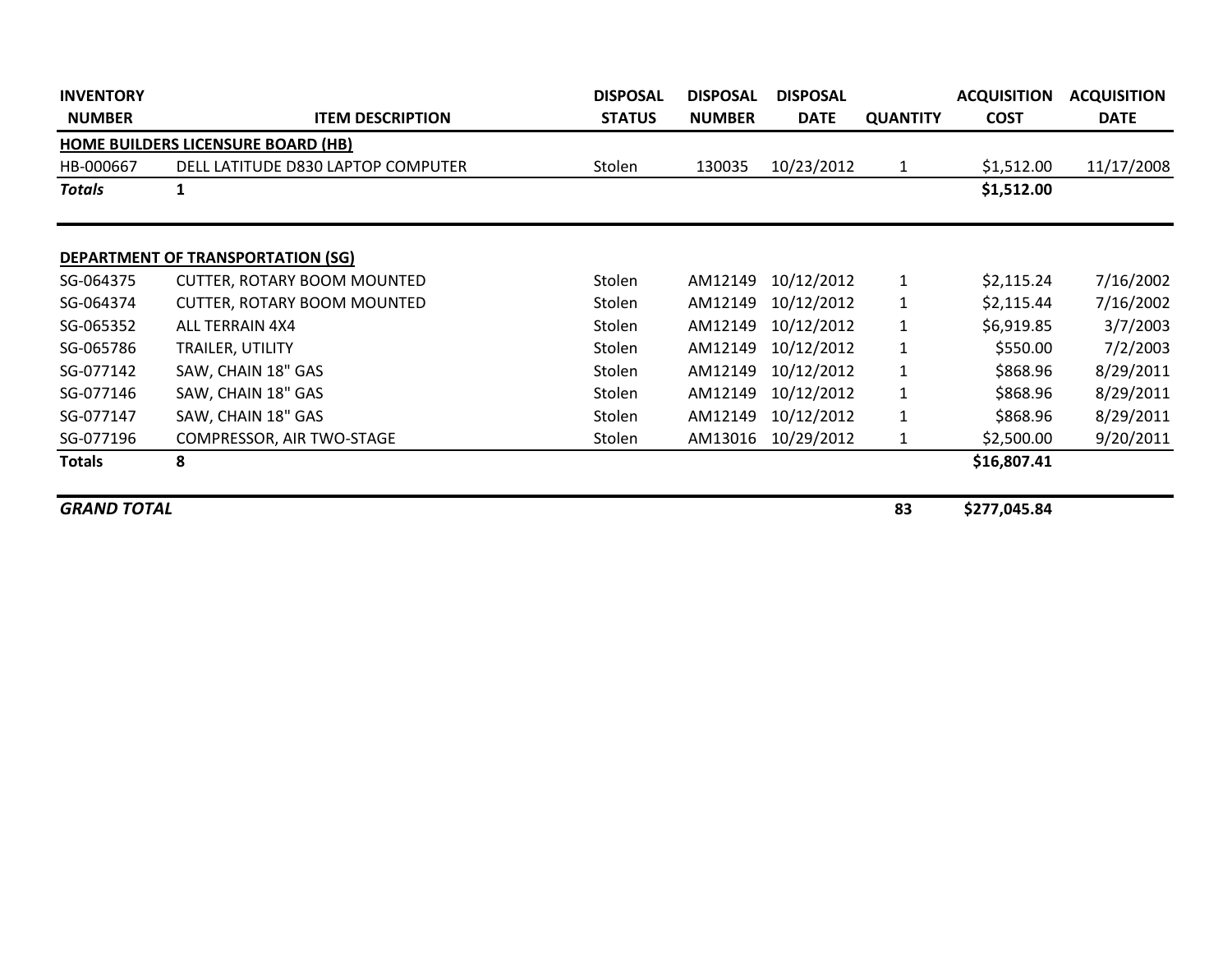| INVENTORY NUMBER | ITEM DESCRIPTION | DISPOSAL STATUS | DISPOSAL NUMBER | DISPOSAL DATE | QUANTITY | ACQUISITION COST | ACQUISITION DATE |
|---|---|---|---|---|---|---|---|
| **HOME BUILDERS LICENSURE BOARD (HB)** | | | | | | | |
| HB-000667 | DELL LATITUDE D830 LAPTOP COMPUTER | Stolen | 130035 | 10/23/2012 | 1 | $1,512.00 | 11/17/2008 |
| ***Totals*** | **1** | | | | | **$1,512.00** | |
| **DEPARTMENT OF TRANSPORTATION (SG)** | | | | | | | |
| SG-064375 | CUTTER, ROTARY BOOM MOUNTED | Stolen | AM12149 | 10/12/2012 | 1 | $2,115.24 | 7/16/2002 |
| SG-064374 | CUTTER, ROTARY BOOM MOUNTED | Stolen | AM12149 | 10/12/2012 | 1 | $2,115.44 | 7/16/2002 |
| SG-065352 | ALL TERRAIN 4X4 | Stolen | AM12149 | 10/12/2012 | 1 | $6,919.85 | 3/7/2003 |
| SG-065786 | TRAILER, UTILITY | Stolen | AM12149 | 10/12/2012 | 1 | $550.00 | 7/2/2003 |
| SG-077142 | SAW, CHAIN 18" GAS | Stolen | AM12149 | 10/12/2012 | 1 | $868.96 | 8/29/2011 |
| SG-077146 | SAW, CHAIN 18" GAS | Stolen | AM12149 | 10/12/2012 | 1 | $868.96 | 8/29/2011 |
| SG-077147 | SAW, CHAIN 18" GAS | Stolen | AM12149 | 10/12/2012 | 1 | $868.96 | 8/29/2011 |
| SG-077196 | COMPRESSOR, AIR TWO-STAGE | Stolen | AM13016 | 10/29/2012 | 1 | $2,500.00 | 9/20/2011 |
| **Totals** | **8** | | | | | **$16,807.41** | |
| ***GRAND TOTAL*** | | | | | **83** | **$277,045.84** | |